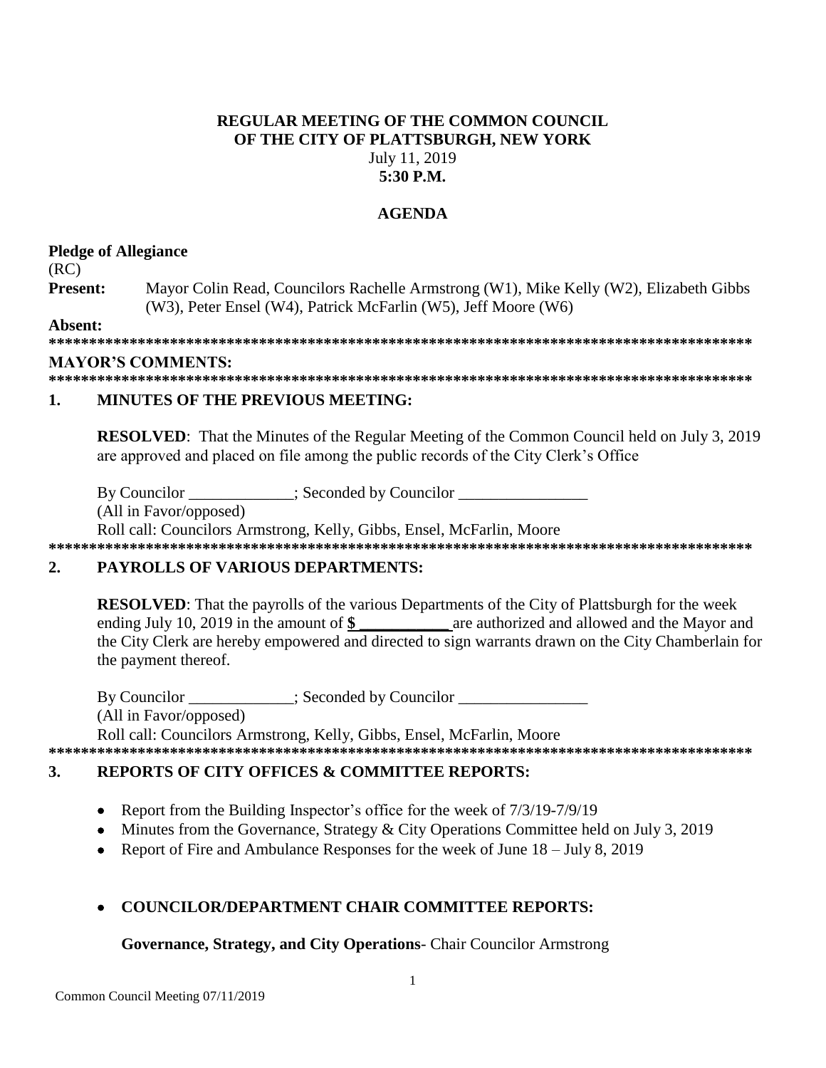**REGULAR MEETING OF THE COMMON COUNCIL**
**OF THE CITY OF PLATTSBURGH, NEW YORK**
July 11, 2019
**5:30 P.M.**

**AGENDA**

**Pledge of Allegiance**

(RC)

**Present:** Mayor Colin Read, Councilors Rachelle Armstrong (W1), Mike Kelly (W2), Elizabeth Gibbs (W3), Peter Ensel (W4), Patrick McFarlin (W5), Jeff Moore (W6)

**Absent:**

**\*\*\*\*\*\*\*\*\*\*\*\*\*\*\*\*\*\*\*\*\*\*\*\*\*\*\*\*\*\*\*\*\*\*\*\*\*\*\*\*\*\*\*\*\*\*\*\*\*\*\*\*\*\*\*\*\*\*\*\*\*\*\*\*\*\*\*\*\*\*\*\*\*\*\*\*\*\*\*\*\*\*\*\*\*\***

**MAYOR'S COMMENTS:**

**\*\*\*\*\*\*\*\*\*\*\*\*\*\*\*\*\*\*\*\*\*\*\*\*\*\*\*\*\*\*\*\*\*\*\*\*\*\*\*\*\*\*\*\*\*\*\*\*\*\*\*\*\*\*\*\*\*\*\*\*\*\*\*\*\*\*\*\*\*\*\*\*\*\*\*\*\*\*\*\*\*\*\*\*\*\***

## 1. MINUTES OF THE PREVIOUS MEETING:

**RESOLVED**: That the Minutes of the Regular Meeting of the Common Council held on July 3, 2019 are approved and placed on file among the public records of the City Clerk's Office

By Councilor \_\_\_\_\_\_\_\_\_\_\_\_\_; Seconded by Councilor \_\_\_\_\_\_\_\_\_\_\_\_\_\_\_\_

(All in Favor/opposed)

Roll call: Councilors Armstrong, Kelly, Gibbs, Ensel, McFarlin, Moore

**\*\*\*\*\*\*\*\*\*\*\*\*\*\*\*\*\*\*\*\*\*\*\*\*\*\*\*\*\*\*\*\*\*\*\*\*\*\*\*\*\*\*\*\*\*\*\*\*\*\*\*\*\*\*\*\*\*\*\*\*\*\*\*\*\*\*\*\*\*\*\*\*\*\*\*\*\*\*\*\*\*\*\*\*\*\***

## 2. PAYROLLS OF VARIOUS DEPARTMENTS:

**RESOLVED**: That the payrolls of the various Departments of the City of Plattsburgh for the week ending July 10, 2019 in the amount of **$ \_\_\_\_\_\_\_\_\_\_\_** are authorized and allowed and the Mayor and the City Clerk are hereby empowered and directed to sign warrants drawn on the City Chamberlain for the payment thereof.

By Councilor \_\_\_\_\_\_\_\_\_\_\_\_\_; Seconded by Councilor \_\_\_\_\_\_\_\_\_\_\_\_\_\_\_\_

(All in Favor/opposed)

Roll call: Councilors Armstrong, Kelly, Gibbs, Ensel, McFarlin, Moore

**\*\*\*\*\*\*\*\*\*\*\*\*\*\*\*\*\*\*\*\*\*\*\*\*\*\*\*\*\*\*\*\*\*\*\*\*\*\*\*\*\*\*\*\*\*\*\*\*\*\*\*\*\*\*\*\*\*\*\*\*\*\*\*\*\*\*\*\*\*\*\*\*\*\*\*\*\*\*\*\*\*\*\*\*\*\***

## 3. REPORTS OF CITY OFFICES & COMMITTEE REPORTS:

- Report from the Building Inspector's office for the week of 7/3/19-7/9/19
- Minutes from the Governance, Strategy & City Operations Committee held on July 3, 2019
- Report of Fire and Ambulance Responses for the week of June 18 – July 8, 2019

- **COUNCILOR/DEPARTMENT CHAIR COMMITTEE REPORTS:**

**Governance, Strategy, and City Operations**- Chair Councilor Armstrong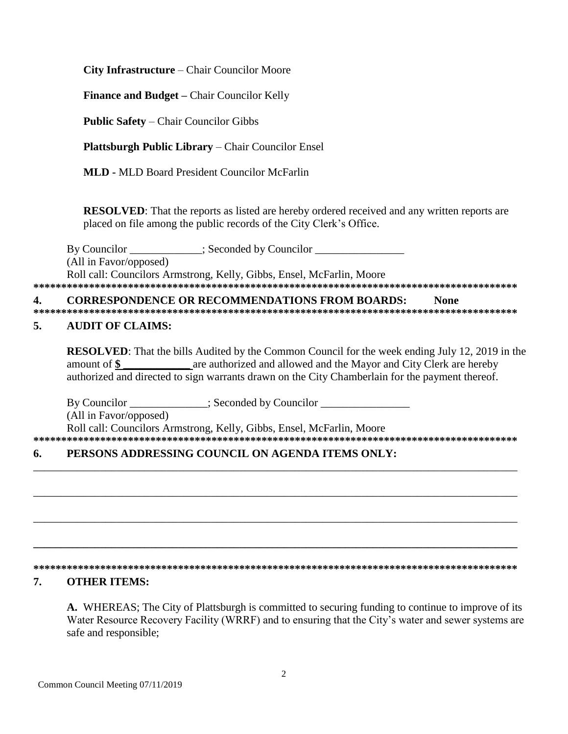**City Infrastructure** – Chair Councilor Moore

**Finance and Budget –** Chair Councilor Kelly

**Public Safety** – Chair Councilor Gibbs

**Plattsburgh Public Library** – Chair Councilor Ensel

**MLD -** MLD Board President Councilor McFarlin

**RESOLVED**: That the reports as listed are hereby ordered received and any written reports are placed on file among the public records of the City Clerk's Office.

By Councilor _____________; Seconded by Councilor ________________
(All in Favor/opposed)
Roll call: Councilors Armstrong, Kelly, Gibbs, Ensel, McFarlin, Moore

******************************************************************************************

**4. CORRESPONDENCE OR RECOMMENDATIONS FROM BOARDS: None**

******************************************************************************************

**5. AUDIT OF CLAIMS:**

**RESOLVED**: That the bills Audited by the Common Council for the week ending July 12, 2019 in the amount of **$ ____________** are authorized and allowed and the Mayor and City Clerk are hereby authorized and directed to sign warrants drawn on the City Chamberlain for the payment thereof.

By Councilor ______________; Seconded by Councilor ________________
(All in Favor/opposed)
Roll call: Councilors Armstrong, Kelly, Gibbs, Ensel, McFarlin, Moore

******************************************************************************************

**6. PERSONS ADDRESSING COUNCIL ON AGENDA ITEMS ONLY:**

___________________________________________________________________________________________

___________________________________________________________________________________________

___________________________________________________________________________________________

___________________________________________________________________________________________

******************************************************************************************

**7. OTHER ITEMS:**

**A.** WHEREAS; The City of Plattsburgh is committed to securing funding to continue to improve of its Water Resource Recovery Facility (WRRF) and to ensuring that the City's water and sewer systems are safe and responsible;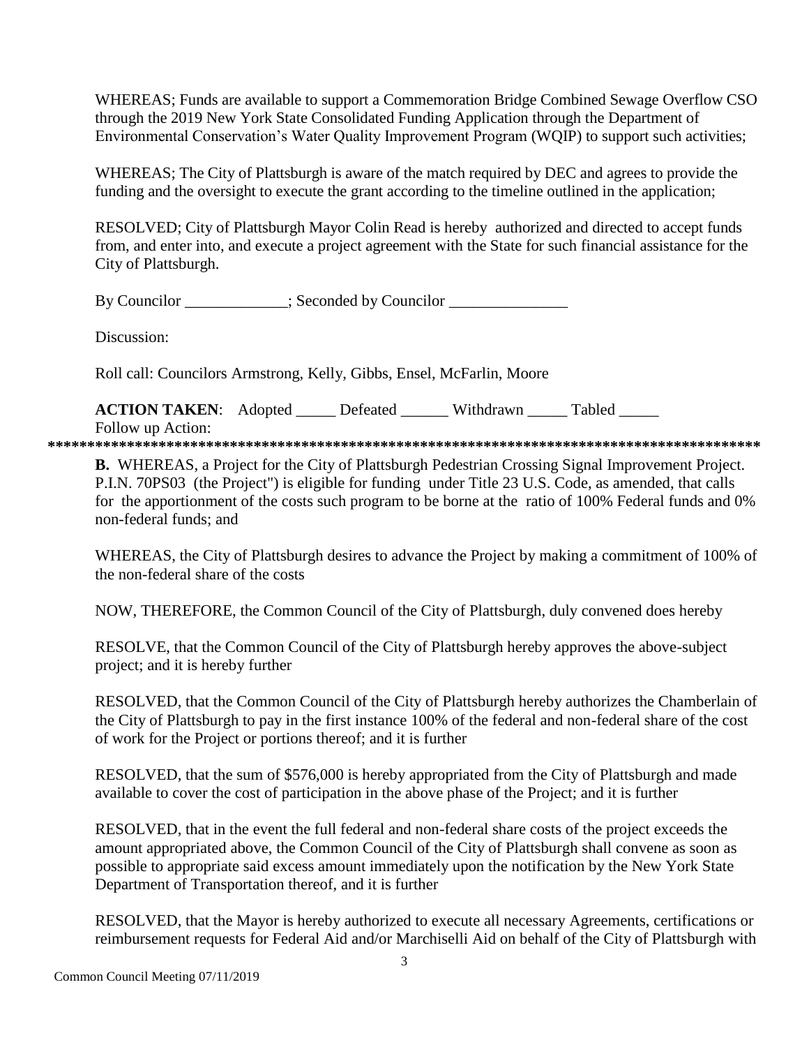WHEREAS; Funds are available to support a Commemoration Bridge Combined Sewage Overflow CSO through the 2019 New York State Consolidated Funding Application through the Department of Environmental Conservation's Water Quality Improvement Program (WQIP) to support such activities;

WHEREAS; The City of Plattsburgh is aware of the match required by DEC and agrees to provide the funding and the oversight to execute the grant according to the timeline outlined in the application;

RESOLVED; City of Plattsburgh Mayor Colin Read is hereby authorized and directed to accept funds from, and enter into, and execute a project agreement with the State for such financial assistance for the City of Plattsburgh.

By Councilor _____________; Seconded by Councilor _______________

Discussion:

Roll call: Councilors Armstrong, Kelly, Gibbs, Ensel, McFarlin, Moore

**ACTION TAKEN**: Adopted _____ Defeated ______ Withdrawn _____ Tabled _____
Follow up Action:

*******************************************************************************************

**B.** WHEREAS, a Project for the City of Plattsburgh Pedestrian Crossing Signal Improvement Project. P.I.N. 70PS03 (the Project") is eligible for funding under Title 23 U.S. Code, as amended, that calls for the apportionment of the costs such program to be borne at the ratio of 100% Federal funds and 0% non-federal funds; and

WHEREAS, the City of Plattsburgh desires to advance the Project by making a commitment of 100% of the non-federal share of the costs

NOW, THEREFORE, the Common Council of the City of Plattsburgh, duly convened does hereby

RESOLVE, that the Common Council of the City of Plattsburgh hereby approves the above-subject project; and it is hereby further

RESOLVED, that the Common Council of the City of Plattsburgh hereby authorizes the Chamberlain of the City of Plattsburgh to pay in the first instance 100% of the federal and non-federal share of the cost of work for the Project or portions thereof; and it is further

RESOLVED, that the sum of $576,000 is hereby appropriated from the City of Plattsburgh and made available to cover the cost of participation in the above phase of the Project; and it is further

RESOLVED, that in the event the full federal and non-federal share costs of the project exceeds the amount appropriated above, the Common Council of the City of Plattsburgh shall convene as soon as possible to appropriate said excess amount immediately upon the notification by the New York State Department of Transportation thereof, and it is further

RESOLVED, that the Mayor is hereby authorized to execute all necessary Agreements, certifications or reimbursement requests for Federal Aid and/or Marchiselli Aid on behalf of the City of Plattsburgh with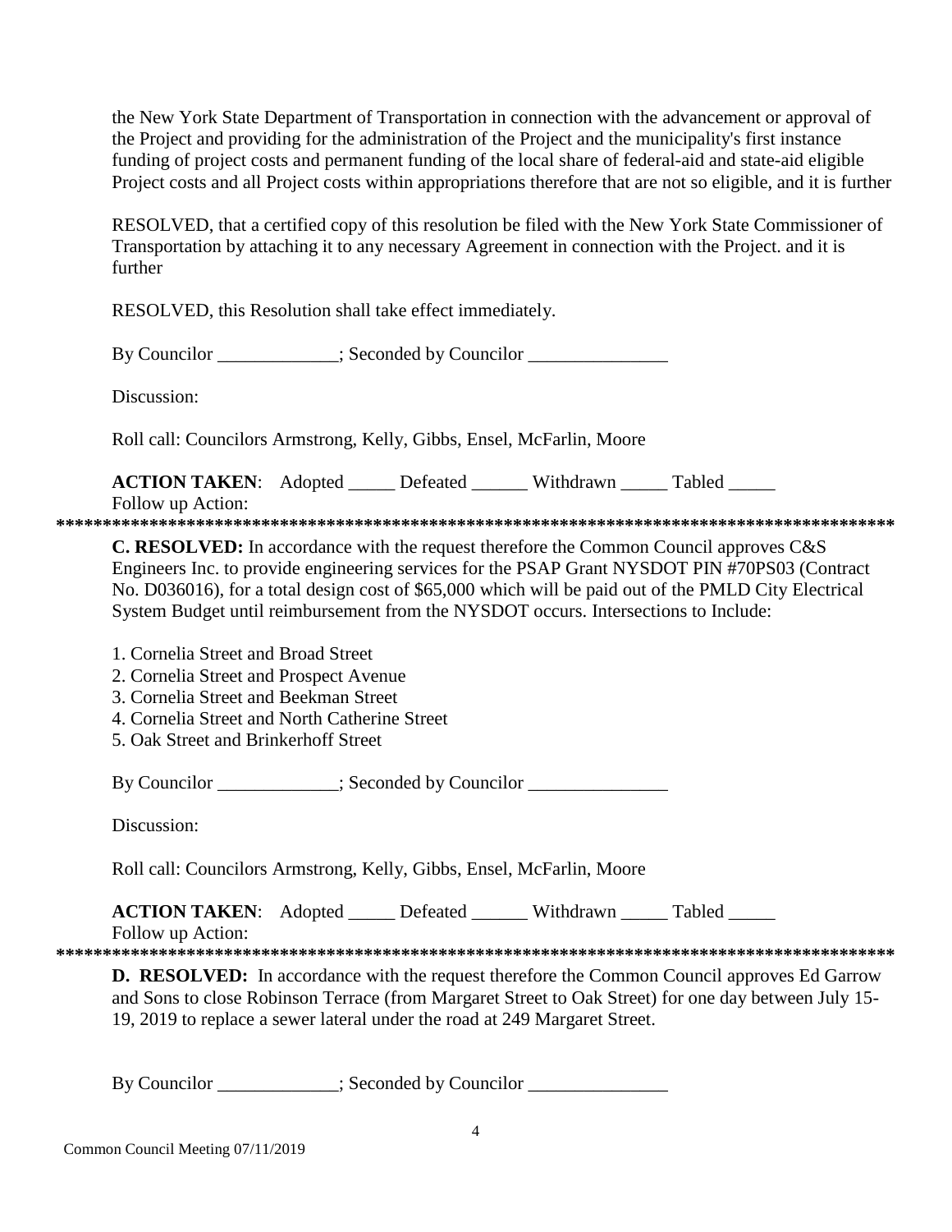the New York State Department of Transportation in connection with the advancement or approval of the Project and providing for the administration of the Project and the municipality's first instance funding of project costs and permanent funding of the local share of federal-aid and state-aid eligible Project costs and all Project costs within appropriations therefore that are not so eligible, and it is further

RESOLVED, that a certified copy of this resolution be filed with the New York State Commissioner of Transportation by attaching it to any necessary Agreement in connection with the Project. and it is further

RESOLVED, this Resolution shall take effect immediately.

By Councilor _____________; Seconded by Councilor _______________

Discussion:

Roll call: Councilors Armstrong, Kelly, Gibbs, Ensel, McFarlin, Moore

**ACTION TAKEN**: Adopted _____ Defeated ______ Withdrawn _____ Tabled _____
Follow up Action:

******************************************************************************************

**C. RESOLVED:** In accordance with the request therefore the Common Council approves C&S Engineers Inc. to provide engineering services for the PSAP Grant NYSDOT PIN #70PS03 (Contract No. D036016), for a total design cost of $65,000 which will be paid out of the PMLD City Electrical System Budget until reimbursement from the NYSDOT occurs. Intersections to Include:

1. Cornelia Street and Broad Street
2. Cornelia Street and Prospect Avenue
3. Cornelia Street and Beekman Street
4. Cornelia Street and North Catherine Street
5. Oak Street and Brinkerhoff Street

By Councilor _____________; Seconded by Councilor _______________

Discussion:

Roll call: Councilors Armstrong, Kelly, Gibbs, Ensel, McFarlin, Moore

**ACTION TAKEN**: Adopted _____ Defeated ______ Withdrawn _____ Tabled _____
Follow up Action:

******************************************************************************************

**D. RESOLVED:** In accordance with the request therefore the Common Council approves Ed Garrow and Sons to close Robinson Terrace (from Margaret Street to Oak Street) for one day between July 15-19, 2019 to replace a sewer lateral under the road at 249 Margaret Street.

By Councilor _____________; Seconded by Councilor _______________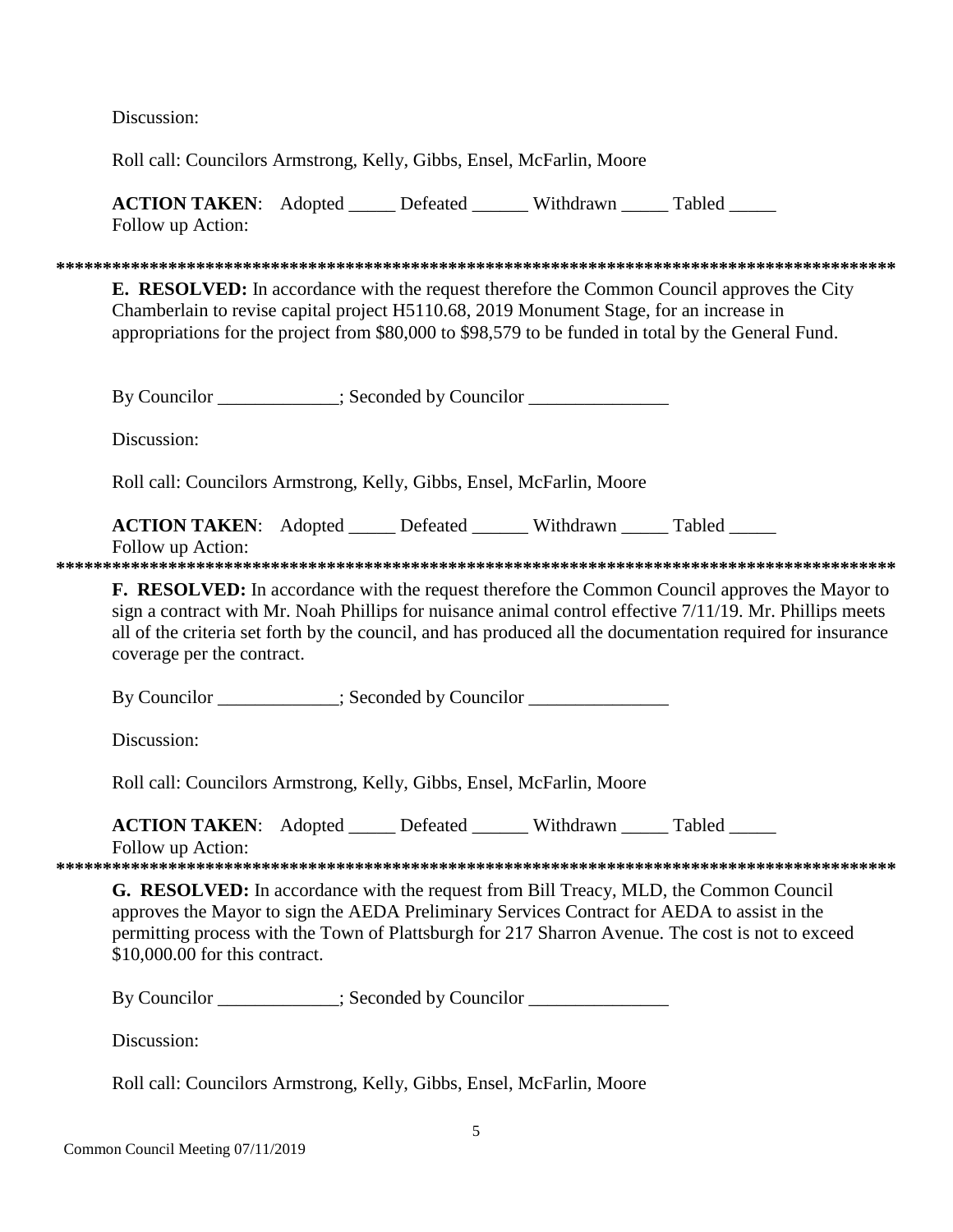Discussion:

Roll call: Councilors Armstrong, Kelly, Gibbs, Ensel, McFarlin, Moore

**ACTION TAKEN**: Adopted _____ Defeated ______ Withdrawn _____ Tabled _____
Follow up Action:

*********************************************************************************************

**E. RESOLVED:** In accordance with the request therefore the Common Council approves the City Chamberlain to revise capital project H5110.68, 2019 Monument Stage, for an increase in appropriations for the project from $80,000 to $98,579 to be funded in total by the General Fund.

By Councilor _____________; Seconded by Councilor _______________

Discussion:

Roll call: Councilors Armstrong, Kelly, Gibbs, Ensel, McFarlin, Moore

**ACTION TAKEN**: Adopted _____ Defeated ______ Withdrawn _____ Tabled _____
Follow up Action:

*********************************************************************************************

**F. RESOLVED:** In accordance with the request therefore the Common Council approves the Mayor to sign a contract with Mr. Noah Phillips for nuisance animal control effective 7/11/19. Mr. Phillips meets all of the criteria set forth by the council, and has produced all the documentation required for insurance coverage per the contract.

By Councilor _____________; Seconded by Councilor _______________

Discussion:

Roll call: Councilors Armstrong, Kelly, Gibbs, Ensel, McFarlin, Moore

**ACTION TAKEN**: Adopted _____ Defeated ______ Withdrawn _____ Tabled _____
Follow up Action:

*********************************************************************************************

**G. RESOLVED:** In accordance with the request from Bill Treacy, MLD, the Common Council approves the Mayor to sign the AEDA Preliminary Services Contract for AEDA to assist in the permitting process with the Town of Plattsburgh for 217 Sharron Avenue. The cost is not to exceed $10,000.00 for this contract.

By Councilor _____________; Seconded by Councilor _______________

Discussion:

Roll call: Councilors Armstrong, Kelly, Gibbs, Ensel, McFarlin, Moore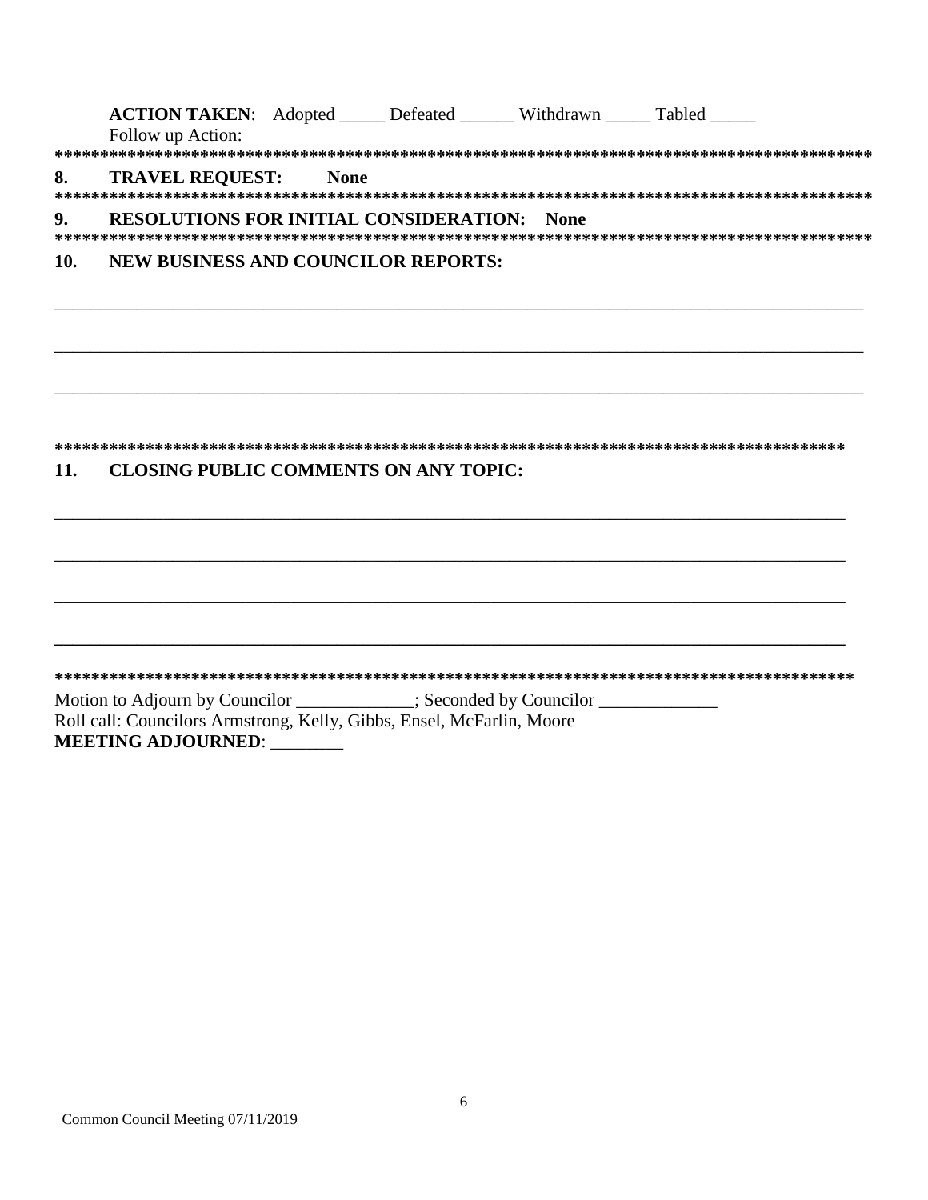**ACTION TAKEN**: Adopted _____ Defeated ______ Withdrawn _____ Tabled _____
Follow up Action:

**************************************************************************************************

**8. TRAVEL REQUEST: None**

**************************************************************************************************

**9. RESOLUTIONS FOR INITIAL CONSIDERATION: None**

**************************************************************************************************

**10. NEW BUSINESS AND COUNCILOR REPORTS:**

_____________________________________________________________________________________________

_____________________________________________________________________________________________

_____________________________________________________________________________________________

**************************************************************************************************

**11. CLOSING PUBLIC COMMENTS ON ANY TOPIC:**

_____________________________________________________________________________________________

_____________________________________________________________________________________________

_____________________________________________________________________________________________

_____________________________________________________________________________________________

**************************************************************************************************

Motion to Adjourn by Councilor _____________; Seconded by Councilor _____________
Roll call: Councilors Armstrong, Kelly, Gibbs, Ensel, McFarlin, Moore
**MEETING ADJOURNED**: ________

Common Council Meeting 07/11/2019